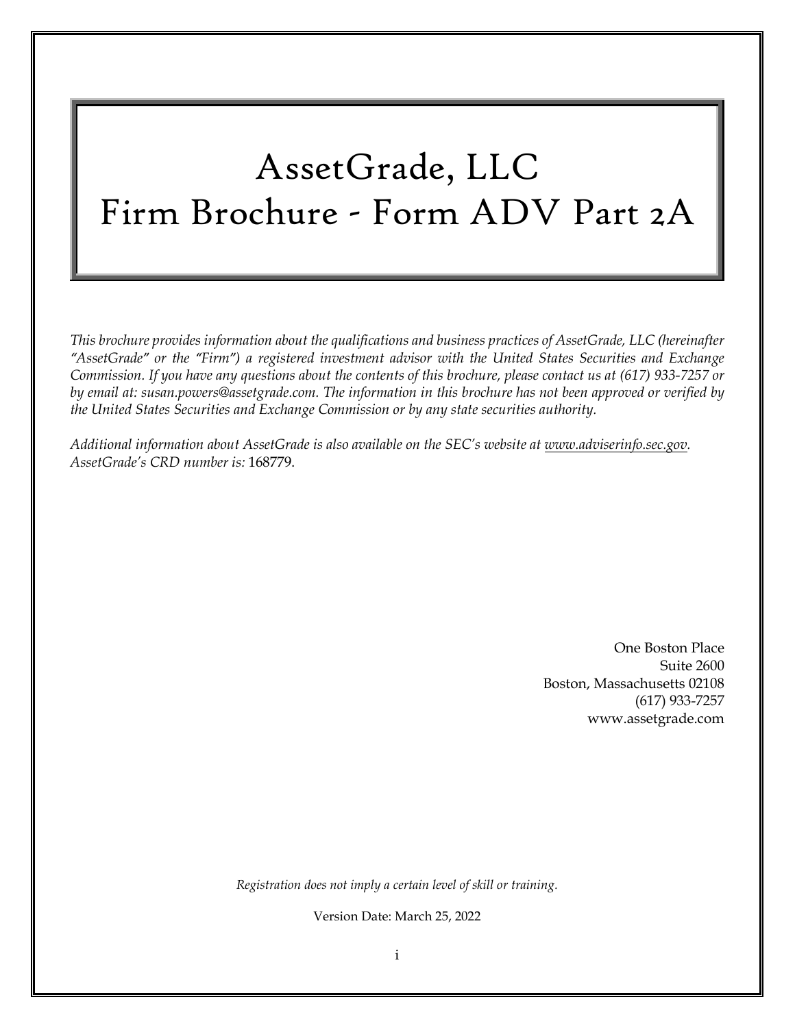# AssetGrade, LLC
# Firm Brochure - Form ADV Part 2A

*This brochure provides information about the qualifications and business practices of AssetGrade, LLC (hereinafter "AssetGrade" or the "Firm") a registered investment advisor with the United States Securities and Exchange Commission. If you have any questions about the contents of this brochure, please contact us at (617) 933-7257 or by email at: susan.powers@assetgrade.com. The information in this brochure has not been approved or verified by the United States Securities and Exchange Commission or by any state securities authority.*

*Additional information about AssetGrade is also available on the SEC's website at www.adviserinfo.sec.gov. AssetGrade's CRD number is:* 168779.

One Boston Place
Suite 2600
Boston, Massachusetts 02108
(617) 933-7257
www.assetgrade.com

*Registration does not imply a certain level of skill or training.*

Version Date: March 25, 2022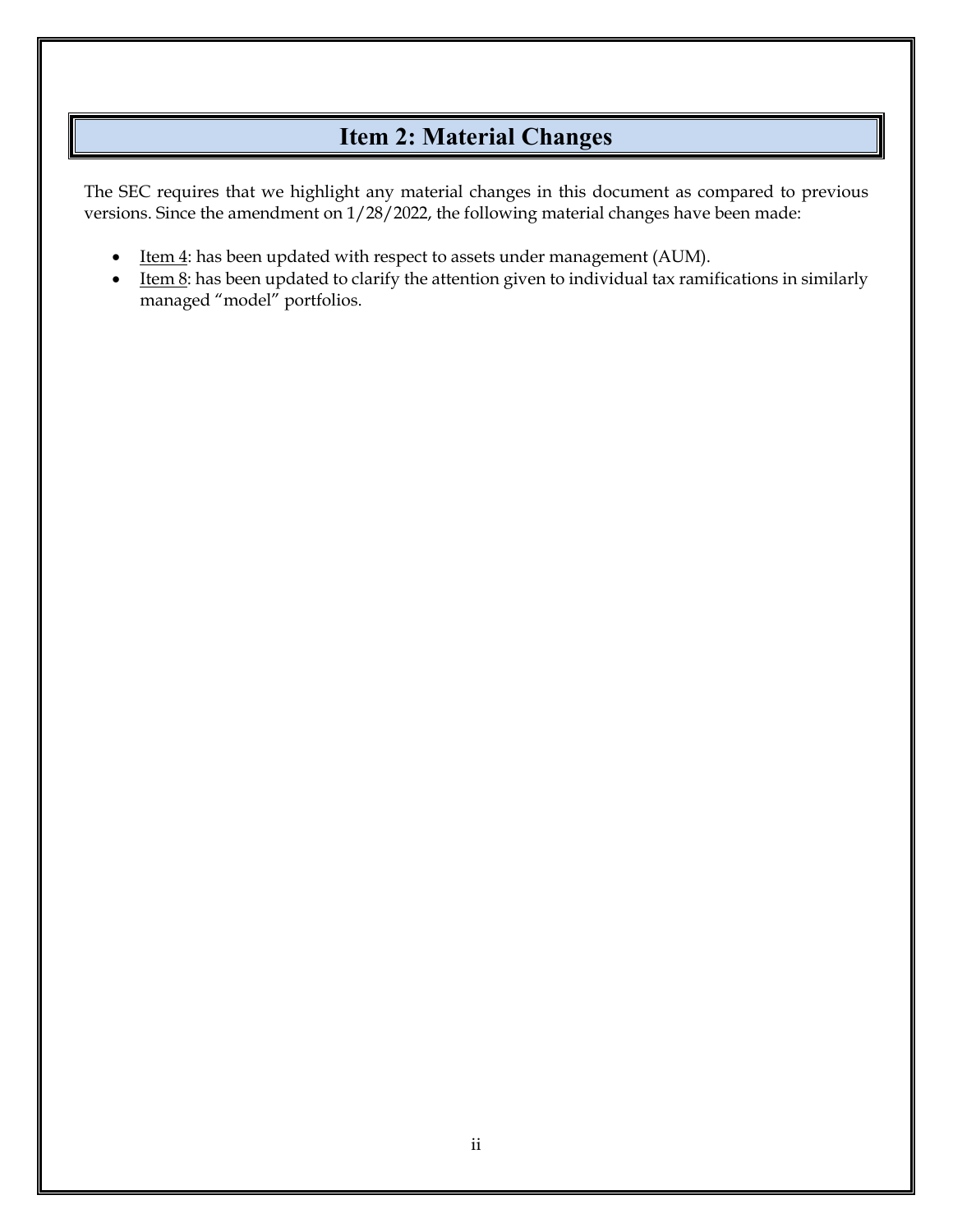# Item 2: Material Changes

The SEC requires that we highlight any material changes in this document as compared to previous versions. Since the amendment on 1/28/2022, the following material changes have been made:

- Item 4: has been updated with respect to assets under management (AUM).
- Item 8: has been updated to clarify the attention given to individual tax ramifications in similarly managed "model" portfolios.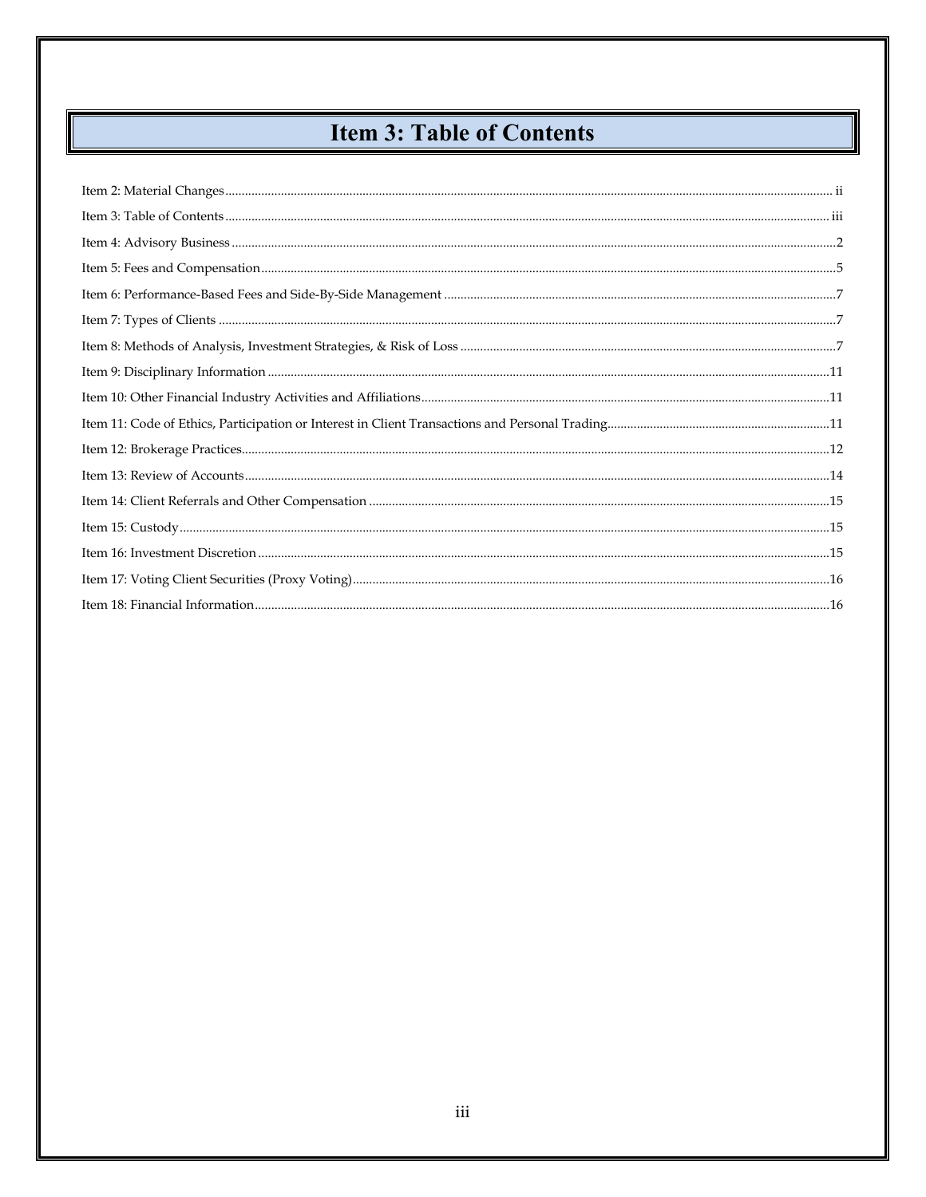# Item 3: Table of Contents

Item 2: Material Changes ........ ii

Item 3: Table of Contents ........ iii

Item 4: Advisory Business ........ 2

Item 5: Fees and Compensation ........ 5

Item 6: Performance-Based Fees and Side-By-Side Management ........ 7

Item 7: Types of Clients ........ 7

Item 8: Methods of Analysis, Investment Strategies, & Risk of Loss ........ 7

Item 9: Disciplinary Information ........ 11

Item 10: Other Financial Industry Activities and Affiliations ........ 11

Item 11: Code of Ethics, Participation or Interest in Client Transactions and Personal Trading ........ 11

Item 12: Brokerage Practices ........ 12

Item 13: Review of Accounts ........ 14

Item 14: Client Referrals and Other Compensation ........ 15

Item 15: Custody ........ 15

Item 16: Investment Discretion ........ 15

Item 17: Voting Client Securities (Proxy Voting) ........ 16

Item 18: Financial Information ........ 16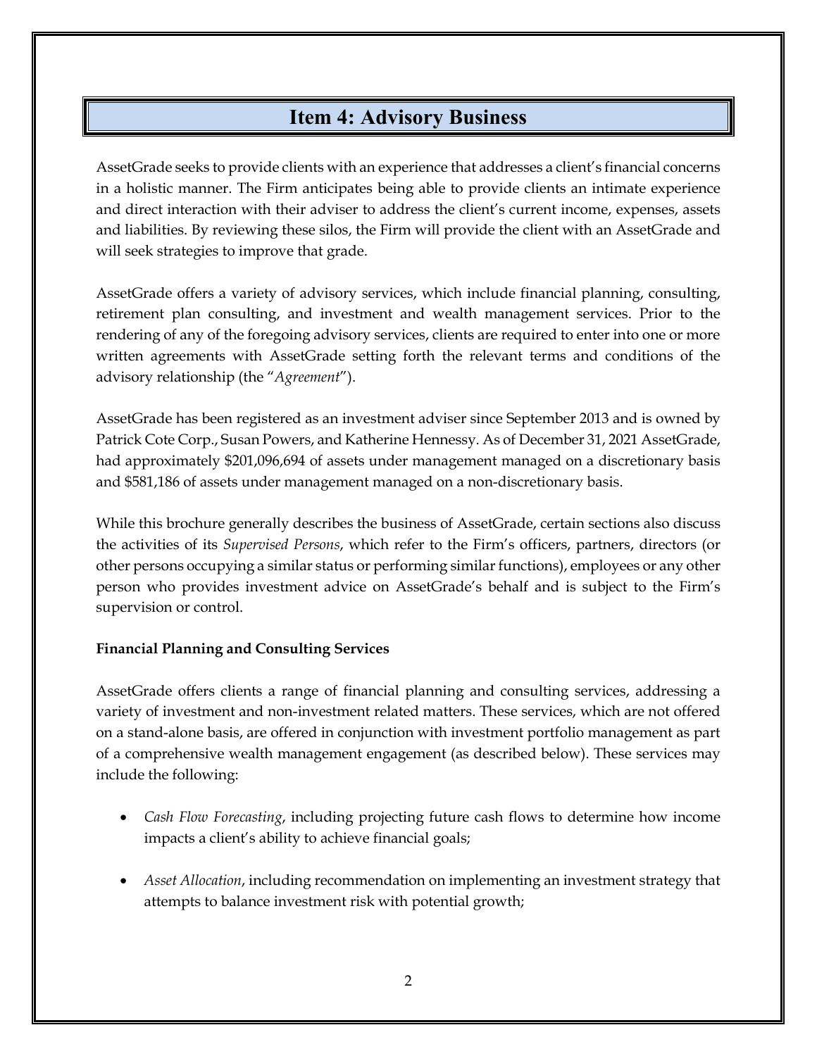# Item 4: Advisory Business

AssetGrade seeks to provide clients with an experience that addresses a client's financial concerns in a holistic manner. The Firm anticipates being able to provide clients an intimate experience and direct interaction with their adviser to address the client's current income, expenses, assets and liabilities. By reviewing these silos, the Firm will provide the client with an AssetGrade and will seek strategies to improve that grade.

AssetGrade offers a variety of advisory services, which include financial planning, consulting, retirement plan consulting, and investment and wealth management services. Prior to the rendering of any of the foregoing advisory services, clients are required to enter into one or more written agreements with AssetGrade setting forth the relevant terms and conditions of the advisory relationship (the "*Agreement*").

AssetGrade has been registered as an investment adviser since September 2013 and is owned by Patrick Cote Corp., Susan Powers, and Katherine Hennessy. As of December 31, 2021 AssetGrade, had approximately $201,096,694 of assets under management managed on a discretionary basis and $581,186 of assets under management managed on a non-discretionary basis.

While this brochure generally describes the business of AssetGrade, certain sections also discuss the activities of its *Supervised Persons*, which refer to the Firm's officers, partners, directors (or other persons occupying a similar status or performing similar functions), employees or any other person who provides investment advice on AssetGrade's behalf and is subject to the Firm's supervision or control.

**Financial Planning and Consulting Services**

AssetGrade offers clients a range of financial planning and consulting services, addressing a variety of investment and non-investment related matters. These services, which are not offered on a stand-alone basis, are offered in conjunction with investment portfolio management as part of a comprehensive wealth management engagement (as described below). These services may include the following:

- *Cash Flow Forecasting*, including projecting future cash flows to determine how income impacts a client's ability to achieve financial goals;

- *Asset Allocation*, including recommendation on implementing an investment strategy that attempts to balance investment risk with potential growth;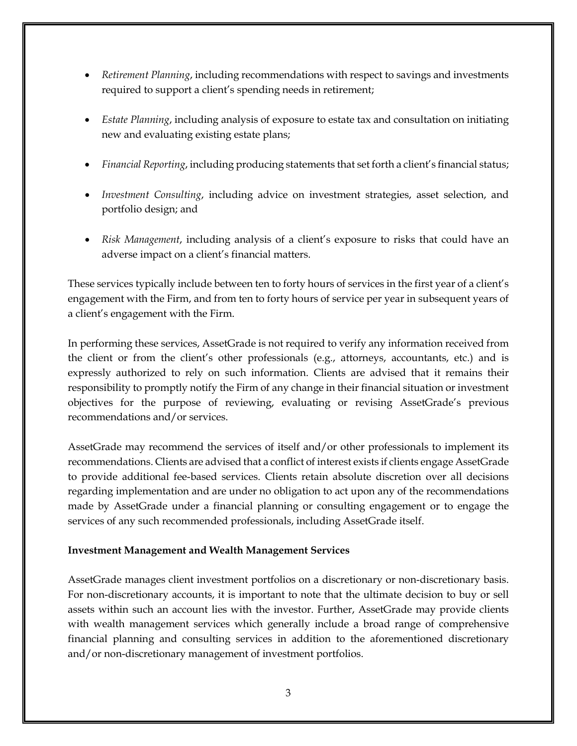- *Retirement Planning*, including recommendations with respect to savings and investments required to support a client's spending needs in retirement;
- *Estate Planning*, including analysis of exposure to estate tax and consultation on initiating new and evaluating existing estate plans;
- *Financial Reporting*, including producing statements that set forth a client's financial status;
- *Investment Consulting*, including advice on investment strategies, asset selection, and portfolio design; and
- *Risk Management*, including analysis of a client's exposure to risks that could have an adverse impact on a client's financial matters.

These services typically include between ten to forty hours of services in the first year of a client's engagement with the Firm, and from ten to forty hours of service per year in subsequent years of a client's engagement with the Firm.

In performing these services, AssetGrade is not required to verify any information received from the client or from the client's other professionals (e.g., attorneys, accountants, etc.) and is expressly authorized to rely on such information. Clients are advised that it remains their responsibility to promptly notify the Firm of any change in their financial situation or investment objectives for the purpose of reviewing, evaluating or revising AssetGrade's previous recommendations and/or services.

AssetGrade may recommend the services of itself and/or other professionals to implement its recommendations. Clients are advised that a conflict of interest exists if clients engage AssetGrade to provide additional fee-based services. Clients retain absolute discretion over all decisions regarding implementation and are under no obligation to act upon any of the recommendations made by AssetGrade under a financial planning or consulting engagement or to engage the services of any such recommended professionals, including AssetGrade itself.

**Investment Management and Wealth Management Services**

AssetGrade manages client investment portfolios on a discretionary or non-discretionary basis. For non-discretionary accounts, it is important to note that the ultimate decision to buy or sell assets within such an account lies with the investor. Further, AssetGrade may provide clients with wealth management services which generally include a broad range of comprehensive financial planning and consulting services in addition to the aforementioned discretionary and/or non-discretionary management of investment portfolios.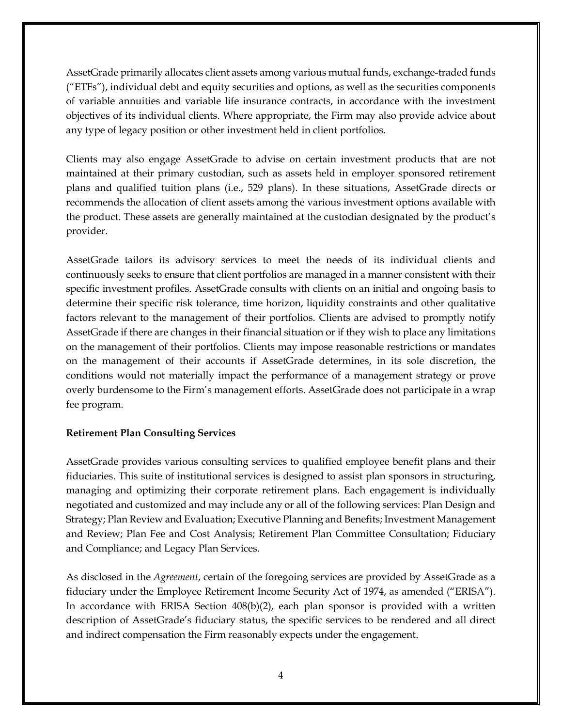AssetGrade primarily allocates client assets among various mutual funds, exchange-traded funds ("ETFs"), individual debt and equity securities and options, as well as the securities components of variable annuities and variable life insurance contracts, in accordance with the investment objectives of its individual clients. Where appropriate, the Firm may also provide advice about any type of legacy position or other investment held in client portfolios.

Clients may also engage AssetGrade to advise on certain investment products that are not maintained at their primary custodian, such as assets held in employer sponsored retirement plans and qualified tuition plans (i.e., 529 plans). In these situations, AssetGrade directs or recommends the allocation of client assets among the various investment options available with the product. These assets are generally maintained at the custodian designated by the product's provider.

AssetGrade tailors its advisory services to meet the needs of its individual clients and continuously seeks to ensure that client portfolios are managed in a manner consistent with their specific investment profiles. AssetGrade consults with clients on an initial and ongoing basis to determine their specific risk tolerance, time horizon, liquidity constraints and other qualitative factors relevant to the management of their portfolios. Clients are advised to promptly notify AssetGrade if there are changes in their financial situation or if they wish to place any limitations on the management of their portfolios. Clients may impose reasonable restrictions or mandates on the management of their accounts if AssetGrade determines, in its sole discretion, the conditions would not materially impact the performance of a management strategy or prove overly burdensome to the Firm's management efforts. AssetGrade does not participate in a wrap fee program.

**Retirement Plan Consulting Services**

AssetGrade provides various consulting services to qualified employee benefit plans and their fiduciaries. This suite of institutional services is designed to assist plan sponsors in structuring, managing and optimizing their corporate retirement plans. Each engagement is individually negotiated and customized and may include any or all of the following services: Plan Design and Strategy; Plan Review and Evaluation; Executive Planning and Benefits; Investment Management and Review; Plan Fee and Cost Analysis; Retirement Plan Committee Consultation; Fiduciary and Compliance; and Legacy Plan Services.

As disclosed in the *Agreement*, certain of the foregoing services are provided by AssetGrade as a fiduciary under the Employee Retirement Income Security Act of 1974, as amended ("ERISA"). In accordance with ERISA Section 408(b)(2), each plan sponsor is provided with a written description of AssetGrade's fiduciary status, the specific services to be rendered and all direct and indirect compensation the Firm reasonably expects under the engagement.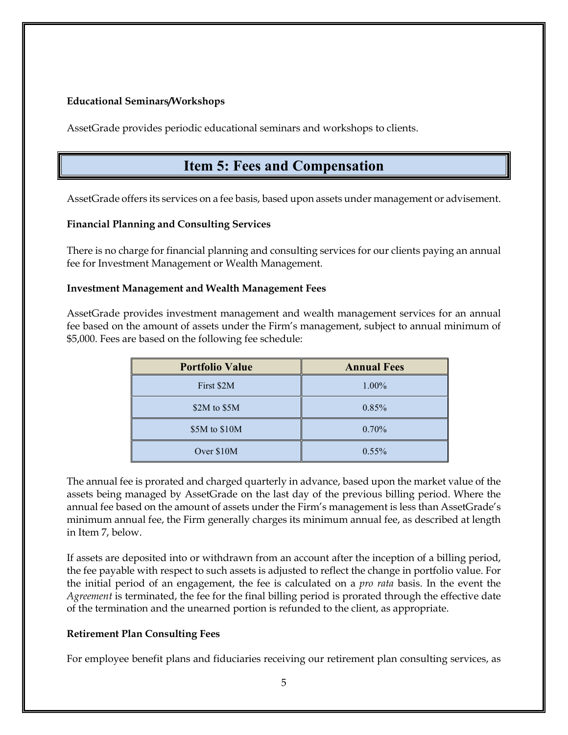**Educational Seminars/Workshops**

AssetGrade provides periodic educational seminars and workshops to clients.

## Item 5: Fees and Compensation

AssetGrade offers its services on a fee basis, based upon assets under management or advisement.

**Financial Planning and Consulting Services**

There is no charge for financial planning and consulting services for our clients paying an annual fee for Investment Management or Wealth Management.

**Investment Management and Wealth Management Fees**

AssetGrade provides investment management and wealth management services for an annual fee based on the amount of assets under the Firm's management, subject to annual minimum of $5,000. Fees are based on the following fee schedule:

| Portfolio Value | Annual Fees |
|---|---|
| First $2M | 1.00% |
| $2M to $5M | 0.85% |
| $5M to $10M | 0.70% |
| Over $10M | 0.55% |

The annual fee is prorated and charged quarterly in advance, based upon the market value of the assets being managed by AssetGrade on the last day of the previous billing period. Where the annual fee based on the amount of assets under the Firm's management is less than AssetGrade's minimum annual fee, the Firm generally charges its minimum annual fee, as described at length in Item 7, below.

If assets are deposited into or withdrawn from an account after the inception of a billing period, the fee payable with respect to such assets is adjusted to reflect the change in portfolio value. For the initial period of an engagement, the fee is calculated on a *pro rata* basis. In the event the *Agreement* is terminated, the fee for the final billing period is prorated through the effective date of the termination and the unearned portion is refunded to the client, as appropriate.

**Retirement Plan Consulting Fees**

For employee benefit plans and fiduciaries receiving our retirement plan consulting services, as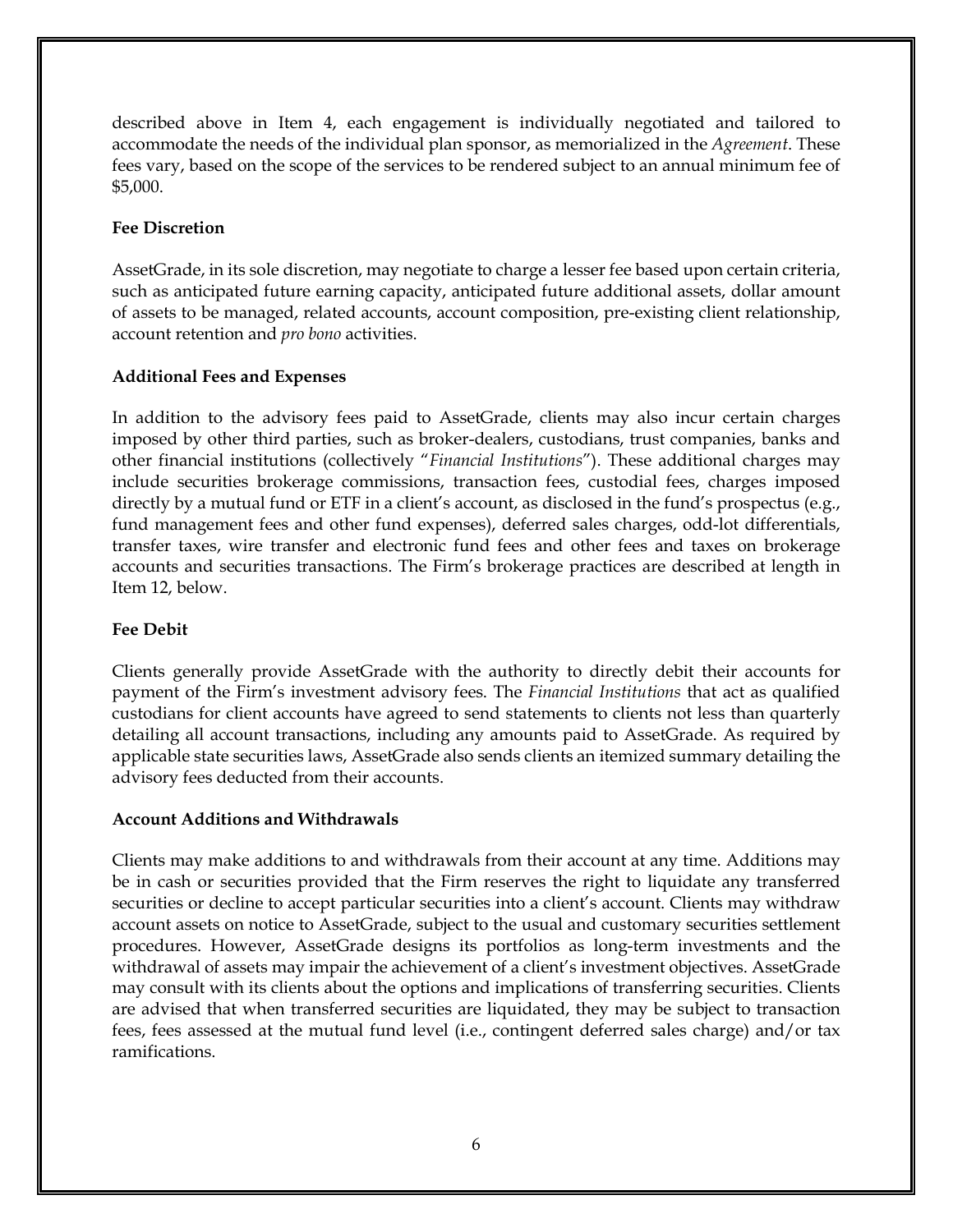described above in Item 4, each engagement is individually negotiated and tailored to accommodate the needs of the individual plan sponsor, as memorialized in the *Agreement*. These fees vary, based on the scope of the services to be rendered subject to an annual minimum fee of $5,000.

**Fee Discretion**

AssetGrade, in its sole discretion, may negotiate to charge a lesser fee based upon certain criteria, such as anticipated future earning capacity, anticipated future additional assets, dollar amount of assets to be managed, related accounts, account composition, pre-existing client relationship, account retention and *pro bono* activities.

**Additional Fees and Expenses**

In addition to the advisory fees paid to AssetGrade, clients may also incur certain charges imposed by other third parties, such as broker-dealers, custodians, trust companies, banks and other financial institutions (collectively "*Financial Institutions*"). These additional charges may include securities brokerage commissions, transaction fees, custodial fees, charges imposed directly by a mutual fund or ETF in a client's account, as disclosed in the fund's prospectus (e.g., fund management fees and other fund expenses), deferred sales charges, odd-lot differentials, transfer taxes, wire transfer and electronic fund fees and other fees and taxes on brokerage accounts and securities transactions. The Firm's brokerage practices are described at length in Item 12, below.

**Fee Debit**

Clients generally provide AssetGrade with the authority to directly debit their accounts for payment of the Firm's investment advisory fees. The *Financial Institutions* that act as qualified custodians for client accounts have agreed to send statements to clients not less than quarterly detailing all account transactions, including any amounts paid to AssetGrade. As required by applicable state securities laws, AssetGrade also sends clients an itemized summary detailing the advisory fees deducted from their accounts.

**Account Additions and Withdrawals**

Clients may make additions to and withdrawals from their account at any time. Additions may be in cash or securities provided that the Firm reserves the right to liquidate any transferred securities or decline to accept particular securities into a client's account. Clients may withdraw account assets on notice to AssetGrade, subject to the usual and customary securities settlement procedures. However, AssetGrade designs its portfolios as long-term investments and the withdrawal of assets may impair the achievement of a client's investment objectives. AssetGrade may consult with its clients about the options and implications of transferring securities. Clients are advised that when transferred securities are liquidated, they may be subject to transaction fees, fees assessed at the mutual fund level (i.e., contingent deferred sales charge) and/or tax ramifications.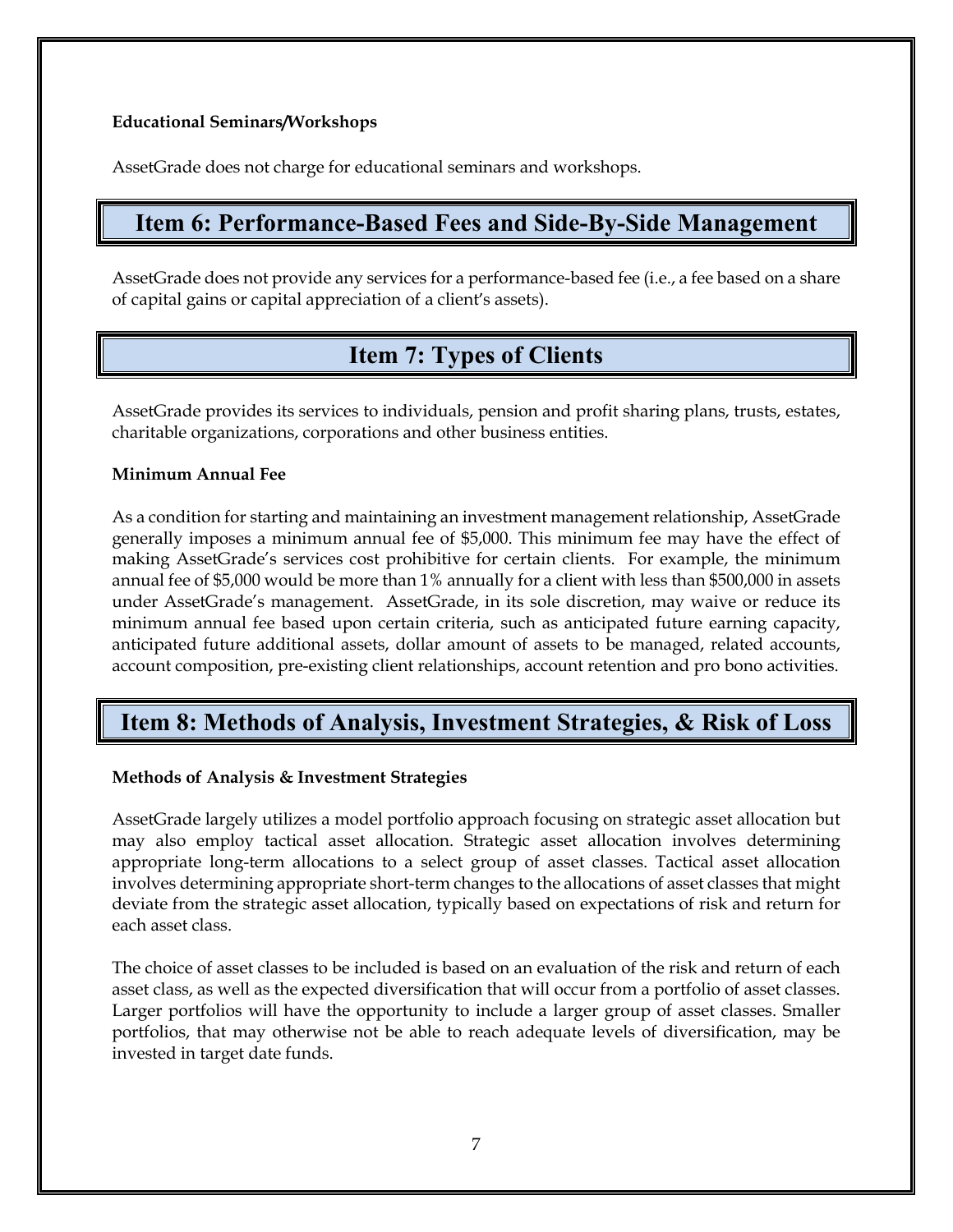**Educational Seminars/Workshops**

AssetGrade does not charge for educational seminars and workshops.

## Item 6: Performance-Based Fees and Side-By-Side Management

AssetGrade does not provide any services for a performance-based fee (i.e., a fee based on a share of capital gains or capital appreciation of a client's assets).

## Item 7: Types of Clients

AssetGrade provides its services to individuals, pension and profit sharing plans, trusts, estates, charitable organizations, corporations and other business entities.

**Minimum Annual Fee**

As a condition for starting and maintaining an investment management relationship, AssetGrade generally imposes a minimum annual fee of $5,000. This minimum fee may have the effect of making AssetGrade's services cost prohibitive for certain clients. For example, the minimum annual fee of $5,000 would be more than 1% annually for a client with less than $500,000 in assets under AssetGrade's management. AssetGrade, in its sole discretion, may waive or reduce its minimum annual fee based upon certain criteria, such as anticipated future earning capacity, anticipated future additional assets, dollar amount of assets to be managed, related accounts, account composition, pre-existing client relationships, account retention and pro bono activities.

## Item 8: Methods of Analysis, Investment Strategies, & Risk of Loss

**Methods of Analysis & Investment Strategies**

AssetGrade largely utilizes a model portfolio approach focusing on strategic asset allocation but may also employ tactical asset allocation. Strategic asset allocation involves determining appropriate long-term allocations to a select group of asset classes. Tactical asset allocation involves determining appropriate short-term changes to the allocations of asset classes that might deviate from the strategic asset allocation, typically based on expectations of risk and return for each asset class.

The choice of asset classes to be included is based on an evaluation of the risk and return of each asset class, as well as the expected diversification that will occur from a portfolio of asset classes. Larger portfolios will have the opportunity to include a larger group of asset classes. Smaller portfolios, that may otherwise not be able to reach adequate levels of diversification, may be invested in target date funds.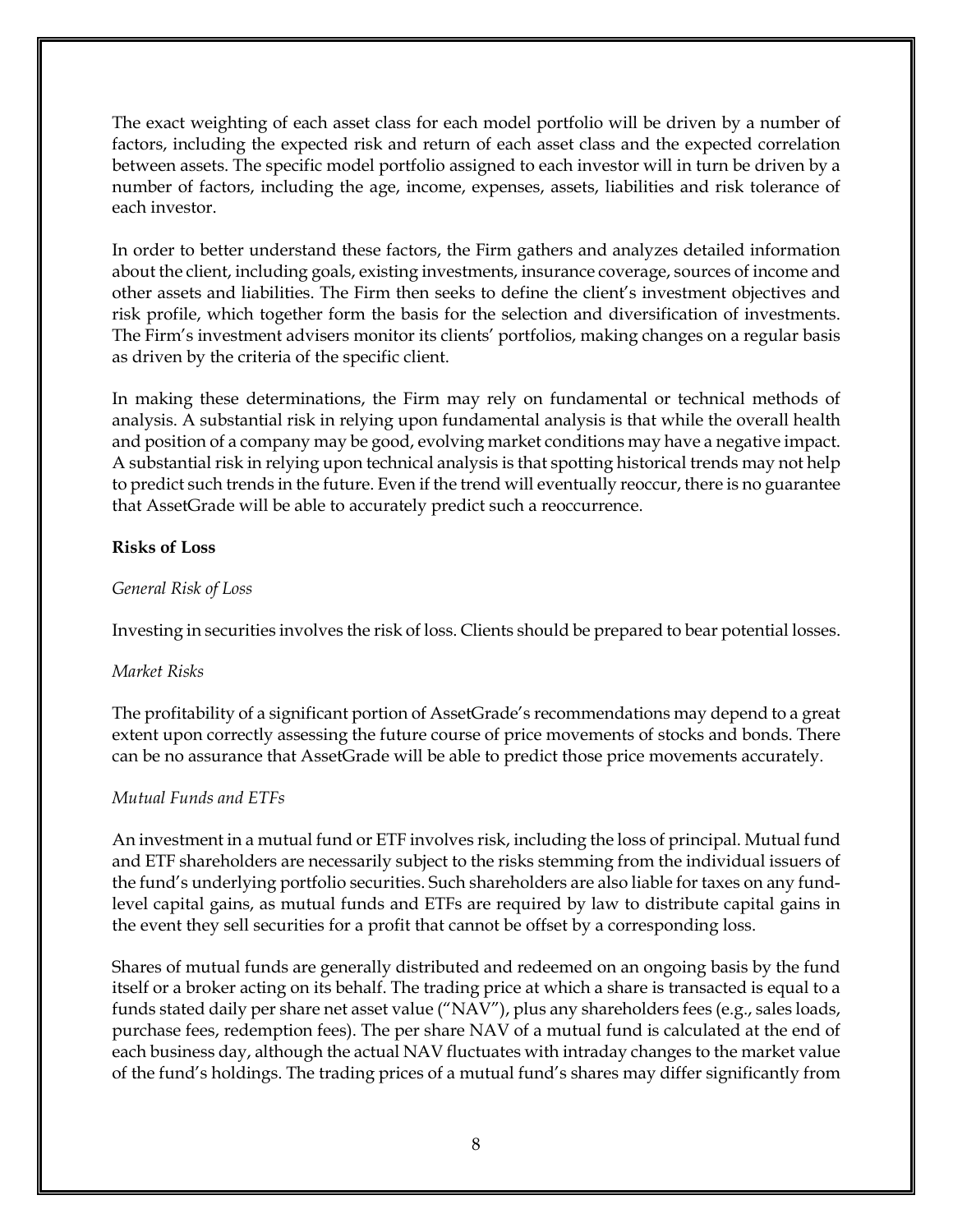The exact weighting of each asset class for each model portfolio will be driven by a number of factors, including the expected risk and return of each asset class and the expected correlation between assets. The specific model portfolio assigned to each investor will in turn be driven by a number of factors, including the age, income, expenses, assets, liabilities and risk tolerance of each investor.

In order to better understand these factors, the Firm gathers and analyzes detailed information about the client, including goals, existing investments, insurance coverage, sources of income and other assets and liabilities. The Firm then seeks to define the client's investment objectives and risk profile, which together form the basis for the selection and diversification of investments. The Firm's investment advisers monitor its clients' portfolios, making changes on a regular basis as driven by the criteria of the specific client.

In making these determinations, the Firm may rely on fundamental or technical methods of analysis. A substantial risk in relying upon fundamental analysis is that while the overall health and position of a company may be good, evolving market conditions may have a negative impact. A substantial risk in relying upon technical analysis is that spotting historical trends may not help to predict such trends in the future. Even if the trend will eventually reoccur, there is no guarantee that AssetGrade will be able to accurately predict such a reoccurrence.

**Risks of Loss**

*General Risk of Loss*

Investing in securities involves the risk of loss. Clients should be prepared to bear potential losses.

*Market Risks*

The profitability of a significant portion of AssetGrade's recommendations may depend to a great extent upon correctly assessing the future course of price movements of stocks and bonds. There can be no assurance that AssetGrade will be able to predict those price movements accurately.

*Mutual Funds and ETFs*

An investment in a mutual fund or ETF involves risk, including the loss of principal. Mutual fund and ETF shareholders are necessarily subject to the risks stemming from the individual issuers of the fund's underlying portfolio securities. Such shareholders are also liable for taxes on any fund-level capital gains, as mutual funds and ETFs are required by law to distribute capital gains in the event they sell securities for a profit that cannot be offset by a corresponding loss.

Shares of mutual funds are generally distributed and redeemed on an ongoing basis by the fund itself or a broker acting on its behalf. The trading price at which a share is transacted is equal to a funds stated daily per share net asset value ("NAV"), plus any shareholders fees (e.g., sales loads, purchase fees, redemption fees). The per share NAV of a mutual fund is calculated at the end of each business day, although the actual NAV fluctuates with intraday changes to the market value of the fund's holdings. The trading prices of a mutual fund's shares may differ significantly from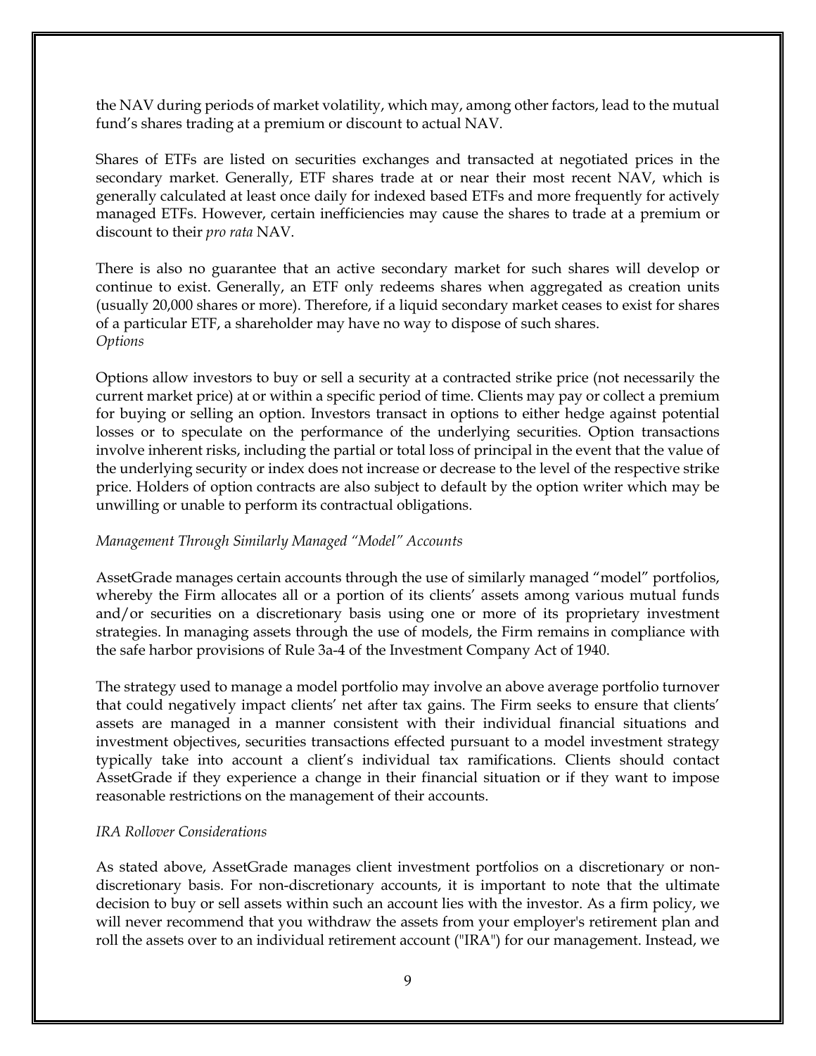the NAV during periods of market volatility, which may, among other factors, lead to the mutual fund's shares trading at a premium or discount to actual NAV.

Shares of ETFs are listed on securities exchanges and transacted at negotiated prices in the secondary market. Generally, ETF shares trade at or near their most recent NAV, which is generally calculated at least once daily for indexed based ETFs and more frequently for actively managed ETFs. However, certain inefficiencies may cause the shares to trade at a premium or discount to their *pro rata* NAV.

There is also no guarantee that an active secondary market for such shares will develop or continue to exist. Generally, an ETF only redeems shares when aggregated as creation units (usually 20,000 shares or more). Therefore, if a liquid secondary market ceases to exist for shares of a particular ETF, a shareholder may have no way to dispose of such shares.

*Options*

Options allow investors to buy or sell a security at a contracted strike price (not necessarily the current market price) at or within a specific period of time. Clients may pay or collect a premium for buying or selling an option. Investors transact in options to either hedge against potential losses or to speculate on the performance of the underlying securities. Option transactions involve inherent risks, including the partial or total loss of principal in the event that the value of the underlying security or index does not increase or decrease to the level of the respective strike price. Holders of option contracts are also subject to default by the option writer which may be unwilling or unable to perform its contractual obligations.

*Management Through Similarly Managed "Model" Accounts*

AssetGrade manages certain accounts through the use of similarly managed "model" portfolios, whereby the Firm allocates all or a portion of its clients' assets among various mutual funds and/or securities on a discretionary basis using one or more of its proprietary investment strategies. In managing assets through the use of models, the Firm remains in compliance with the safe harbor provisions of Rule 3a-4 of the Investment Company Act of 1940.

The strategy used to manage a model portfolio may involve an above average portfolio turnover that could negatively impact clients' net after tax gains. The Firm seeks to ensure that clients' assets are managed in a manner consistent with their individual financial situations and investment objectives, securities transactions effected pursuant to a model investment strategy typically take into account a client's individual tax ramifications. Clients should contact AssetGrade if they experience a change in their financial situation or if they want to impose reasonable restrictions on the management of their accounts.

*IRA Rollover Considerations*

As stated above, AssetGrade manages client investment portfolios on a discretionary or non-discretionary basis. For non-discretionary accounts, it is important to note that the ultimate decision to buy or sell assets within such an account lies with the investor. As a firm policy, we will never recommend that you withdraw the assets from your employer's retirement plan and roll the assets over to an individual retirement account ("IRA") for our management. Instead, we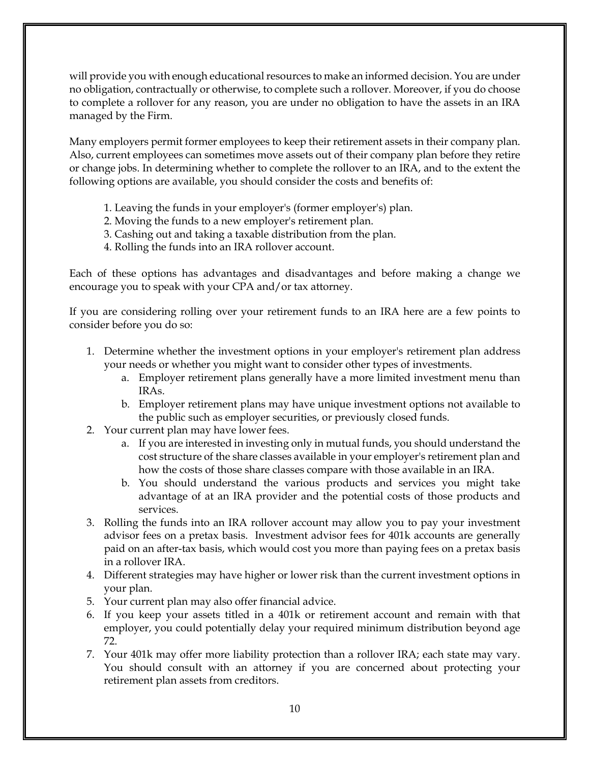will provide you with enough educational resources to make an informed decision. You are under no obligation, contractually or otherwise, to complete such a rollover. Moreover, if you do choose to complete a rollover for any reason, you are under no obligation to have the assets in an IRA managed by the Firm.

Many employers permit former employees to keep their retirement assets in their company plan. Also, current employees can sometimes move assets out of their company plan before they retire or change jobs. In determining whether to complete the rollover to an IRA, and to the extent the following options are available, you should consider the costs and benefits of:

1. Leaving the funds in your employer's (former employer's) plan.
2. Moving the funds to a new employer's retirement plan.
3. Cashing out and taking a taxable distribution from the plan.
4. Rolling the funds into an IRA rollover account.

Each of these options has advantages and disadvantages and before making a change we encourage you to speak with your CPA and/or tax attorney.

If you are considering rolling over your retirement funds to an IRA here are a few points to consider before you do so:

1. Determine whether the investment options in your employer's retirement plan address your needs or whether you might want to consider other types of investments.
    a. Employer retirement plans generally have a more limited investment menu than IRAs.
    b. Employer retirement plans may have unique investment options not available to the public such as employer securities, or previously closed funds.
2. Your current plan may have lower fees.
    a. If you are interested in investing only in mutual funds, you should understand the cost structure of the share classes available in your employer's retirement plan and how the costs of those share classes compare with those available in an IRA.
    b. You should understand the various products and services you might take advantage of at an IRA provider and the potential costs of those products and services.
3. Rolling the funds into an IRA rollover account may allow you to pay your investment advisor fees on a pretax basis. Investment advisor fees for 401k accounts are generally paid on an after-tax basis, which would cost you more than paying fees on a pretax basis in a rollover IRA.
4. Different strategies may have higher or lower risk than the current investment options in your plan.
5. Your current plan may also offer financial advice.
6. If you keep your assets titled in a 401k or retirement account and remain with that employer, you could potentially delay your required minimum distribution beyond age 72.
7. Your 401k may offer more liability protection than a rollover IRA; each state may vary. You should consult with an attorney if you are concerned about protecting your retirement plan assets from creditors.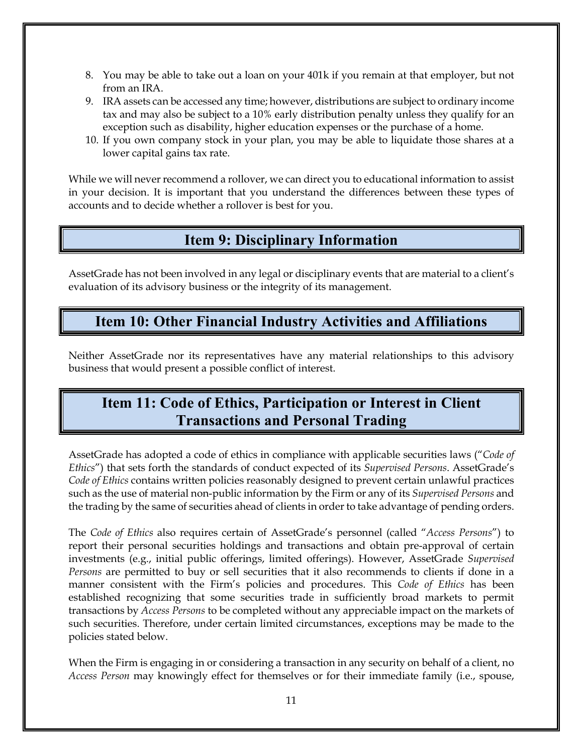8. You may be able to take out a loan on your 401k if you remain at that employer, but not from an IRA.
9. IRA assets can be accessed any time; however, distributions are subject to ordinary income tax and may also be subject to a 10% early distribution penalty unless they qualify for an exception such as disability, higher education expenses or the purchase of a home.
10. If you own company stock in your plan, you may be able to liquidate those shares at a lower capital gains tax rate.

While we will never recommend a rollover, we can direct you to educational information to assist in your decision. It is important that you understand the differences between these types of accounts and to decide whether a rollover is best for you.

## Item 9: Disciplinary Information

AssetGrade has not been involved in any legal or disciplinary events that are material to a client's evaluation of its advisory business or the integrity of its management.

## Item 10: Other Financial Industry Activities and Affiliations

Neither AssetGrade nor its representatives have any material relationships to this advisory business that would present a possible conflict of interest.

## Item 11: Code of Ethics, Participation or Interest in Client Transactions and Personal Trading

AssetGrade has adopted a code of ethics in compliance with applicable securities laws ("*Code of Ethics*") that sets forth the standards of conduct expected of its *Supervised Persons*. AssetGrade's *Code of Ethics* contains written policies reasonably designed to prevent certain unlawful practices such as the use of material non-public information by the Firm or any of its *Supervised Persons* and the trading by the same of securities ahead of clients in order to take advantage of pending orders.

The *Code of Ethics* also requires certain of AssetGrade's personnel (called "*Access Persons*") to report their personal securities holdings and transactions and obtain pre-approval of certain investments (e.g., initial public offerings, limited offerings). However, AssetGrade *Supervised Persons* are permitted to buy or sell securities that it also recommends to clients if done in a manner consistent with the Firm's policies and procedures. This *Code of Ethics* has been established recognizing that some securities trade in sufficiently broad markets to permit transactions by *Access Persons* to be completed without any appreciable impact on the markets of such securities. Therefore, under certain limited circumstances, exceptions may be made to the policies stated below.

When the Firm is engaging in or considering a transaction in any security on behalf of a client, no *Access Person* may knowingly effect for themselves or for their immediate family (i.e., spouse,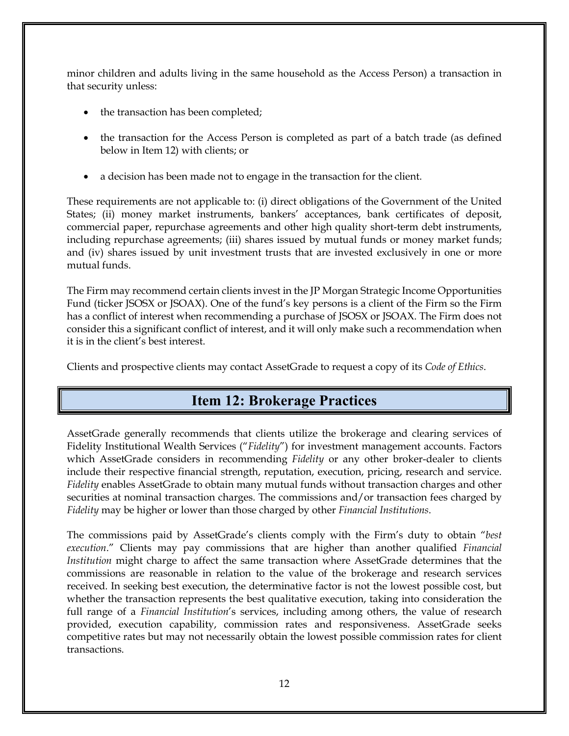minor children and adults living in the same household as the Access Person) a transaction in that security unless:

- the transaction has been completed;
- the transaction for the Access Person is completed as part of a batch trade (as defined below in Item 12) with clients; or
- a decision has been made not to engage in the transaction for the client.

These requirements are not applicable to: (i) direct obligations of the Government of the United States; (ii) money market instruments, bankers' acceptances, bank certificates of deposit, commercial paper, repurchase agreements and other high quality short-term debt instruments, including repurchase agreements; (iii) shares issued by mutual funds or money market funds; and (iv) shares issued by unit investment trusts that are invested exclusively in one or more mutual funds.

The Firm may recommend certain clients invest in the JP Morgan Strategic Income Opportunities Fund (ticker JSOSX or JSOAX). One of the fund's key persons is a client of the Firm so the Firm has a conflict of interest when recommending a purchase of JSOSX or JSOAX. The Firm does not consider this a significant conflict of interest, and it will only make such a recommendation when it is in the client's best interest.

Clients and prospective clients may contact AssetGrade to request a copy of its *Code of Ethics*.

## Item 12: Brokerage Practices

AssetGrade generally recommends that clients utilize the brokerage and clearing services of Fidelity Institutional Wealth Services ("*Fidelity*") for investment management accounts. Factors which AssetGrade considers in recommending *Fidelity* or any other broker-dealer to clients include their respective financial strength, reputation, execution, pricing, research and service. *Fidelity* enables AssetGrade to obtain many mutual funds without transaction charges and other securities at nominal transaction charges. The commissions and/or transaction fees charged by *Fidelity* may be higher or lower than those charged by other *Financial Institutions*.

The commissions paid by AssetGrade's clients comply with the Firm's duty to obtain "*best execution*." Clients may pay commissions that are higher than another qualified *Financial Institution* might charge to affect the same transaction where AssetGrade determines that the commissions are reasonable in relation to the value of the brokerage and research services received. In seeking best execution, the determinative factor is not the lowest possible cost, but whether the transaction represents the best qualitative execution, taking into consideration the full range of a *Financial Institution*'s services, including among others, the value of research provided, execution capability, commission rates and responsiveness. AssetGrade seeks competitive rates but may not necessarily obtain the lowest possible commission rates for client transactions.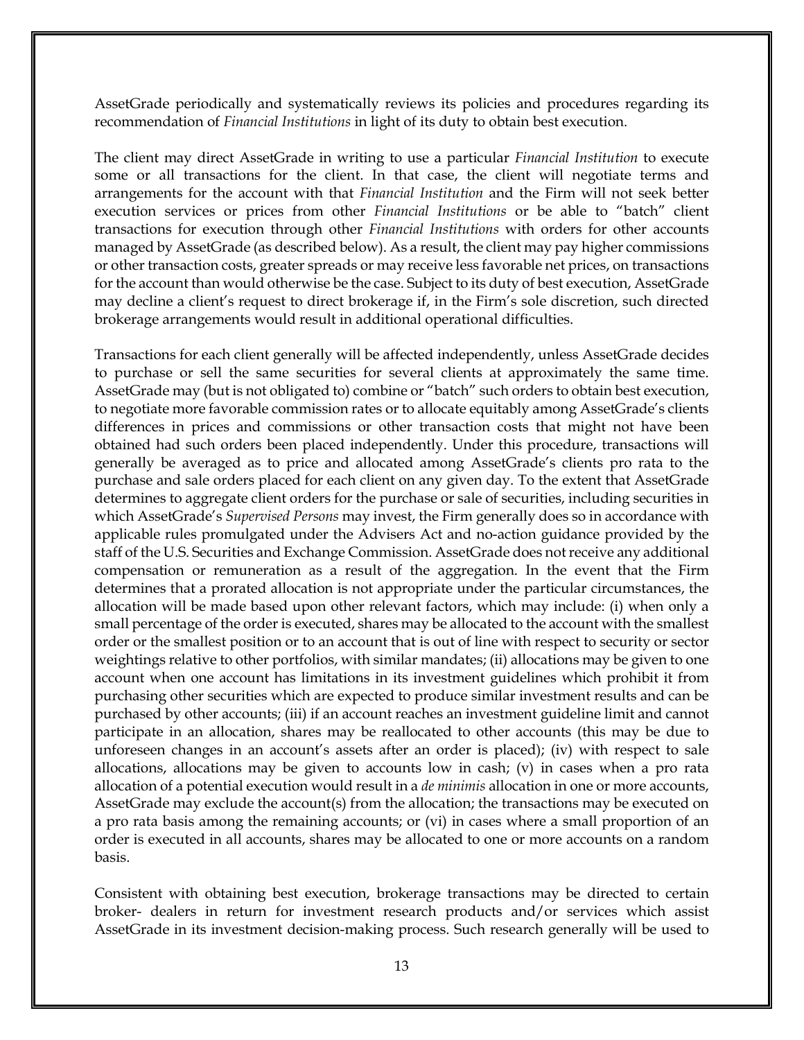AssetGrade periodically and systematically reviews its policies and procedures regarding its recommendation of *Financial Institutions* in light of its duty to obtain best execution.

The client may direct AssetGrade in writing to use a particular *Financial Institution* to execute some or all transactions for the client. In that case, the client will negotiate terms and arrangements for the account with that *Financial Institution* and the Firm will not seek better execution services or prices from other *Financial Institutions* or be able to "batch" client transactions for execution through other *Financial Institutions* with orders for other accounts managed by AssetGrade (as described below). As a result, the client may pay higher commissions or other transaction costs, greater spreads or may receive less favorable net prices, on transactions for the account than would otherwise be the case. Subject to its duty of best execution, AssetGrade may decline a client's request to direct brokerage if, in the Firm's sole discretion, such directed brokerage arrangements would result in additional operational difficulties.

Transactions for each client generally will be affected independently, unless AssetGrade decides to purchase or sell the same securities for several clients at approximately the same time. AssetGrade may (but is not obligated to) combine or "batch" such orders to obtain best execution, to negotiate more favorable commission rates or to allocate equitably among AssetGrade's clients differences in prices and commissions or other transaction costs that might not have been obtained had such orders been placed independently. Under this procedure, transactions will generally be averaged as to price and allocated among AssetGrade's clients pro rata to the purchase and sale orders placed for each client on any given day. To the extent that AssetGrade determines to aggregate client orders for the purchase or sale of securities, including securities in which AssetGrade's *Supervised Persons* may invest, the Firm generally does so in accordance with applicable rules promulgated under the Advisers Act and no-action guidance provided by the staff of the U.S. Securities and Exchange Commission. AssetGrade does not receive any additional compensation or remuneration as a result of the aggregation. In the event that the Firm determines that a prorated allocation is not appropriate under the particular circumstances, the allocation will be made based upon other relevant factors, which may include: (i) when only a small percentage of the order is executed, shares may be allocated to the account with the smallest order or the smallest position or to an account that is out of line with respect to security or sector weightings relative to other portfolios, with similar mandates; (ii) allocations may be given to one account when one account has limitations in its investment guidelines which prohibit it from purchasing other securities which are expected to produce similar investment results and can be purchased by other accounts; (iii) if an account reaches an investment guideline limit and cannot participate in an allocation, shares may be reallocated to other accounts (this may be due to unforeseen changes in an account's assets after an order is placed); (iv) with respect to sale allocations, allocations may be given to accounts low in cash; (v) in cases when a pro rata allocation of a potential execution would result in a *de minimis* allocation in one or more accounts, AssetGrade may exclude the account(s) from the allocation; the transactions may be executed on a pro rata basis among the remaining accounts; or (vi) in cases where a small proportion of an order is executed in all accounts, shares may be allocated to one or more accounts on a random basis.

Consistent with obtaining best execution, brokerage transactions may be directed to certain broker- dealers in return for investment research products and/or services which assist AssetGrade in its investment decision-making process. Such research generally will be used to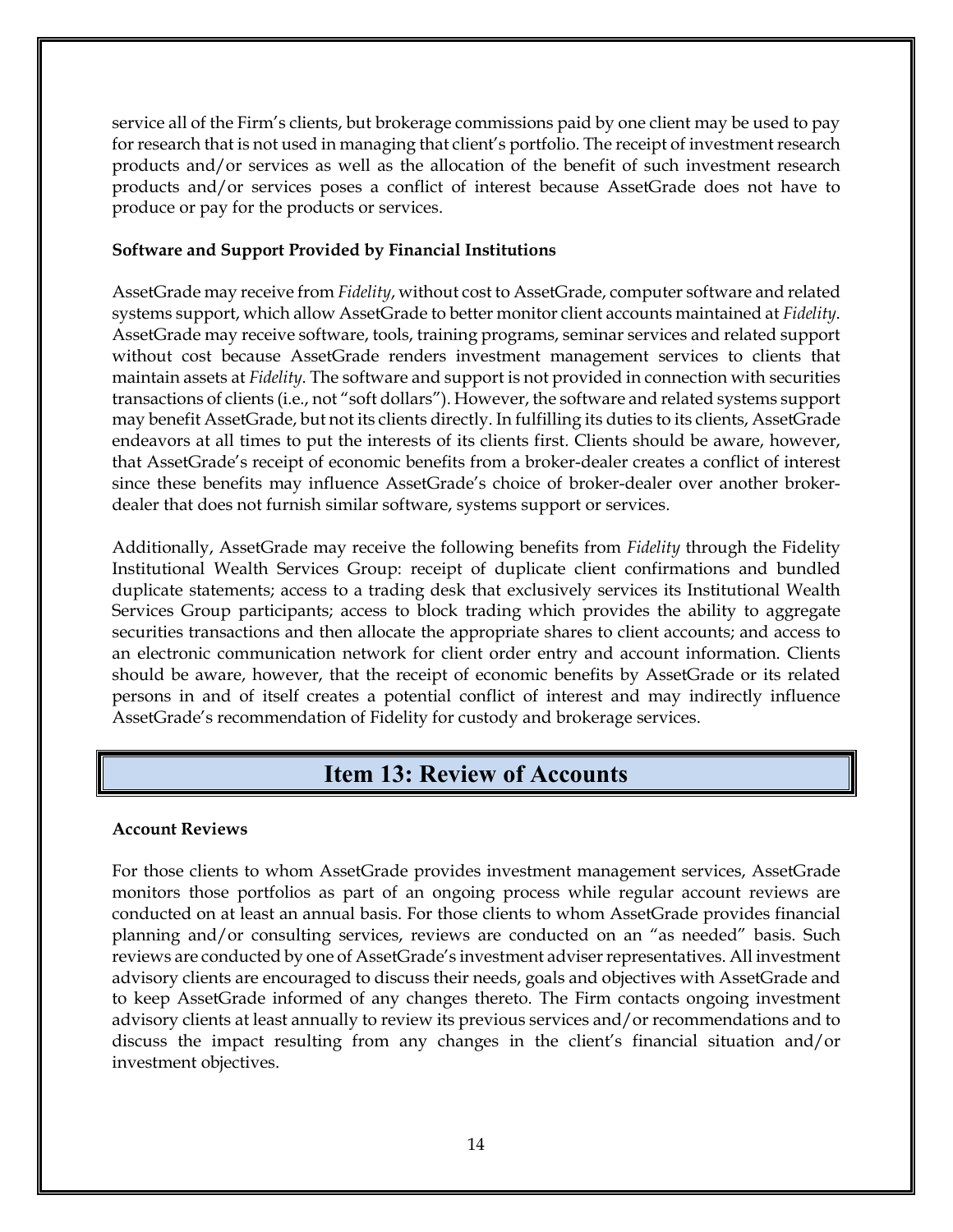service all of the Firm's clients, but brokerage commissions paid by one client may be used to pay for research that is not used in managing that client's portfolio. The receipt of investment research products and/or services as well as the allocation of the benefit of such investment research products and/or services poses a conflict of interest because AssetGrade does not have to produce or pay for the products or services.

**Software and Support Provided by Financial Institutions**

AssetGrade may receive from *Fidelity*, without cost to AssetGrade, computer software and related systems support, which allow AssetGrade to better monitor client accounts maintained at *Fidelity*. AssetGrade may receive software, tools, training programs, seminar services and related support without cost because AssetGrade renders investment management services to clients that maintain assets at *Fidelity*. The software and support is not provided in connection with securities transactions of clients (i.e., not "soft dollars"). However, the software and related systems support may benefit AssetGrade, but not its clients directly. In fulfilling its duties to its clients, AssetGrade endeavors at all times to put the interests of its clients first. Clients should be aware, however, that AssetGrade's receipt of economic benefits from a broker-dealer creates a conflict of interest since these benefits may influence AssetGrade's choice of broker-dealer over another broker-dealer that does not furnish similar software, systems support or services.

Additionally, AssetGrade may receive the following benefits from *Fidelity* through the Fidelity Institutional Wealth Services Group: receipt of duplicate client confirmations and bundled duplicate statements; access to a trading desk that exclusively services its Institutional Wealth Services Group participants; access to block trading which provides the ability to aggregate securities transactions and then allocate the appropriate shares to client accounts; and access to an electronic communication network for client order entry and account information. Clients should be aware, however, that the receipt of economic benefits by AssetGrade or its related persons in and of itself creates a potential conflict of interest and may indirectly influence AssetGrade's recommendation of Fidelity for custody and brokerage services.

## Item 13: Review of Accounts

**Account Reviews**

For those clients to whom AssetGrade provides investment management services, AssetGrade monitors those portfolios as part of an ongoing process while regular account reviews are conducted on at least an annual basis. For those clients to whom AssetGrade provides financial planning and/or consulting services, reviews are conducted on an "as needed" basis. Such reviews are conducted by one of AssetGrade's investment adviser representatives. All investment advisory clients are encouraged to discuss their needs, goals and objectives with AssetGrade and to keep AssetGrade informed of any changes thereto. The Firm contacts ongoing investment advisory clients at least annually to review its previous services and/or recommendations and to discuss the impact resulting from any changes in the client's financial situation and/or investment objectives.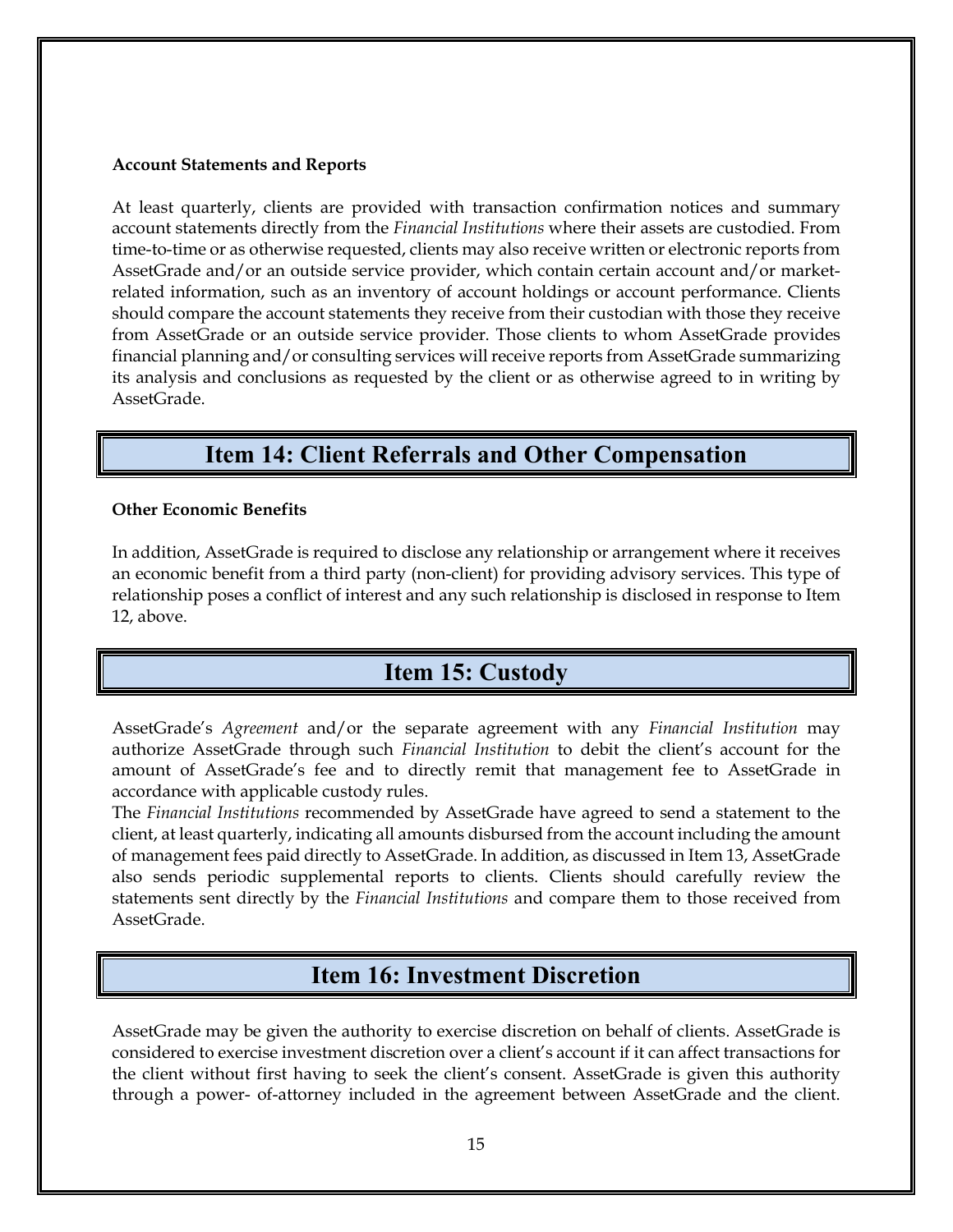**Account Statements and Reports**

At least quarterly, clients are provided with transaction confirmation notices and summary account statements directly from the *Financial Institutions* where their assets are custodied. From time-to-time or as otherwise requested, clients may also receive written or electronic reports from AssetGrade and/or an outside service provider, which contain certain account and/or market-related information, such as an inventory of account holdings or account performance. Clients should compare the account statements they receive from their custodian with those they receive from AssetGrade or an outside service provider. Those clients to whom AssetGrade provides financial planning and/or consulting services will receive reports from AssetGrade summarizing its analysis and conclusions as requested by the client or as otherwise agreed to in writing by AssetGrade.

## Item 14: Client Referrals and Other Compensation

**Other Economic Benefits**

In addition, AssetGrade is required to disclose any relationship or arrangement where it receives an economic benefit from a third party (non-client) for providing advisory services. This type of relationship poses a conflict of interest and any such relationship is disclosed in response to Item 12, above.

## Item 15: Custody

AssetGrade's *Agreement* and/or the separate agreement with any *Financial Institution* may authorize AssetGrade through such *Financial Institution* to debit the client's account for the amount of AssetGrade's fee and to directly remit that management fee to AssetGrade in accordance with applicable custody rules.

The *Financial Institutions* recommended by AssetGrade have agreed to send a statement to the client, at least quarterly, indicating all amounts disbursed from the account including the amount of management fees paid directly to AssetGrade. In addition, as discussed in Item 13, AssetGrade also sends periodic supplemental reports to clients. Clients should carefully review the statements sent directly by the *Financial Institutions* and compare them to those received from AssetGrade.

## Item 16: Investment Discretion

AssetGrade may be given the authority to exercise discretion on behalf of clients. AssetGrade is considered to exercise investment discretion over a client's account if it can affect transactions for the client without first having to seek the client's consent. AssetGrade is given this authority through a power- of-attorney included in the agreement between AssetGrade and the client.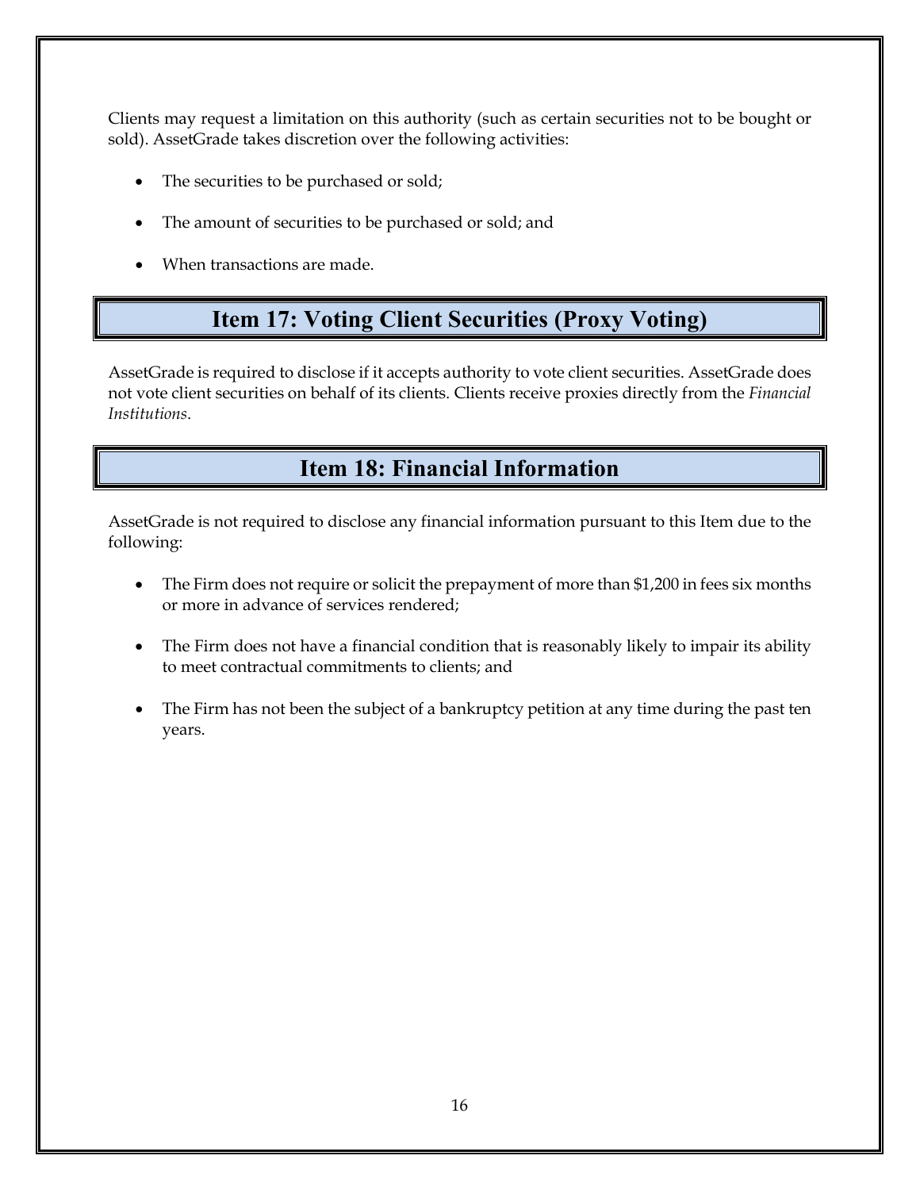Clients may request a limitation on this authority (such as certain securities not to be bought or sold). AssetGrade takes discretion over the following activities:

- The securities to be purchased or sold;
- The amount of securities to be purchased or sold; and
- When transactions are made.

## Item 17: Voting Client Securities (Proxy Voting)

AssetGrade is required to disclose if it accepts authority to vote client securities. AssetGrade does not vote client securities on behalf of its clients. Clients receive proxies directly from the *Financial Institutions*.

## Item 18: Financial Information

AssetGrade is not required to disclose any financial information pursuant to this Item due to the following:

- The Firm does not require or solicit the prepayment of more than $1,200 in fees six months or more in advance of services rendered;
- The Firm does not have a financial condition that is reasonably likely to impair its ability to meet contractual commitments to clients; and
- The Firm has not been the subject of a bankruptcy petition at any time during the past ten years.